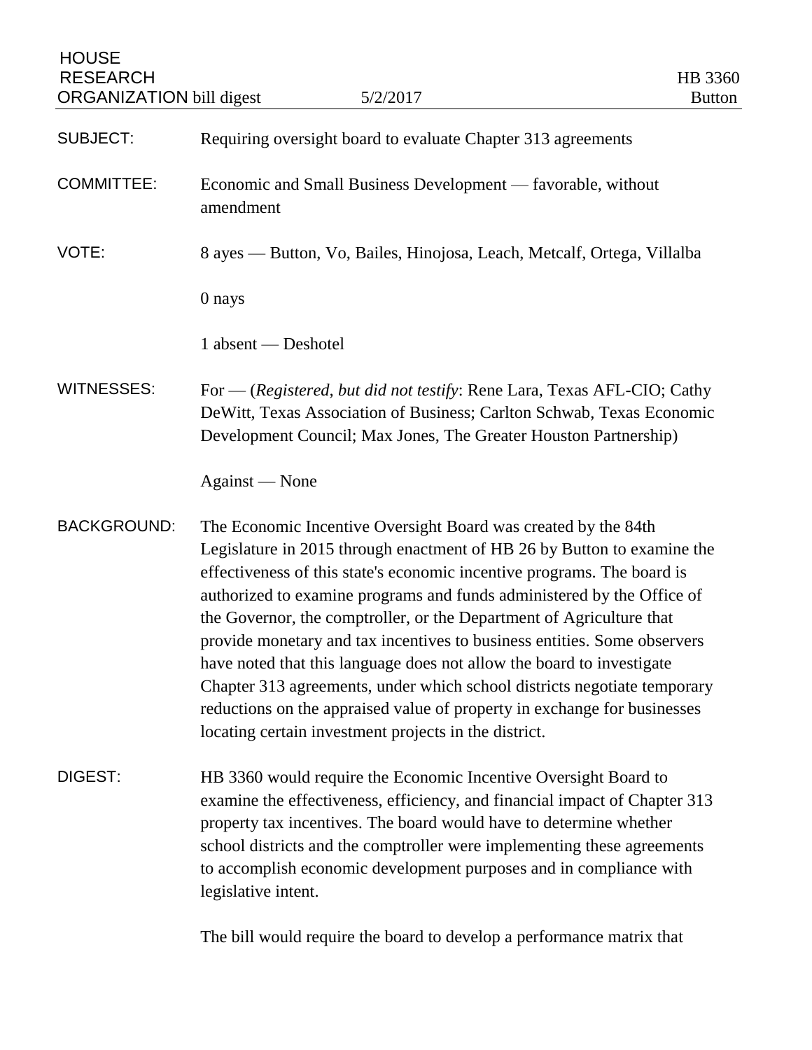HOUSE RESEARCH ORGANIZATION bill digest — 5/2/2017 — HB 3360 Button

**SUBJECT:** Requiring oversight board to evaluate Chapter 313 agreements

**COMMITTEE:** Economic and Small Business Development — favorable, without amendment

**VOTE:** 8 ayes — Button, Vo, Bailes, Hinojosa, Leach, Metcalf, Ortega, Villalba

0 nays

1 absent — Deshotel

**WITNESSES:** For — (*Registered, but did not testify*: Rene Lara, Texas AFL-CIO; Cathy DeWitt, Texas Association of Business; Carlton Schwab, Texas Economic Development Council; Max Jones, The Greater Houston Partnership)

Against — None

**BACKGROUND:** The Economic Incentive Oversight Board was created by the 84th Legislature in 2015 through enactment of HB 26 by Button to examine the effectiveness of this state's economic incentive programs. The board is authorized to examine programs and funds administered by the Office of the Governor, the comptroller, or the Department of Agriculture that provide monetary and tax incentives to business entities. Some observers have noted that this language does not allow the board to investigate Chapter 313 agreements, under which school districts negotiate temporary reductions on the appraised value of property in exchange for businesses locating certain investment projects in the district.

**DIGEST:** HB 3360 would require the Economic Incentive Oversight Board to examine the effectiveness, efficiency, and financial impact of Chapter 313 property tax incentives. The board would have to determine whether school districts and the comptroller were implementing these agreements to accomplish economic development purposes and in compliance with legislative intent.

The bill would require the board to develop a performance matrix that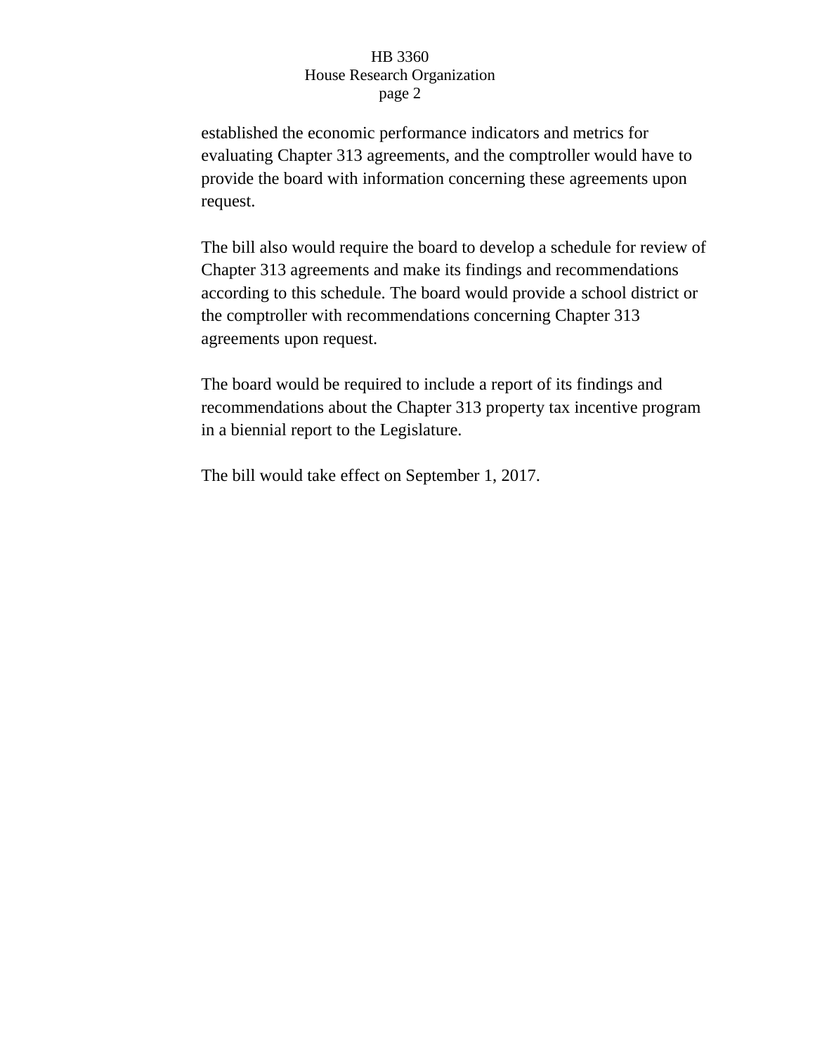established the economic performance indicators and metrics for evaluating Chapter 313 agreements, and the comptroller would have to provide the board with information concerning these agreements upon request.

The bill also would require the board to develop a schedule for review of Chapter 313 agreements and make its findings and recommendations according to this schedule. The board would provide a school district or the comptroller with recommendations concerning Chapter 313 agreements upon request.

The board would be required to include a report of its findings and recommendations about the Chapter 313 property tax incentive program in a biennial report to the Legislature.

The bill would take effect on September 1, 2017.